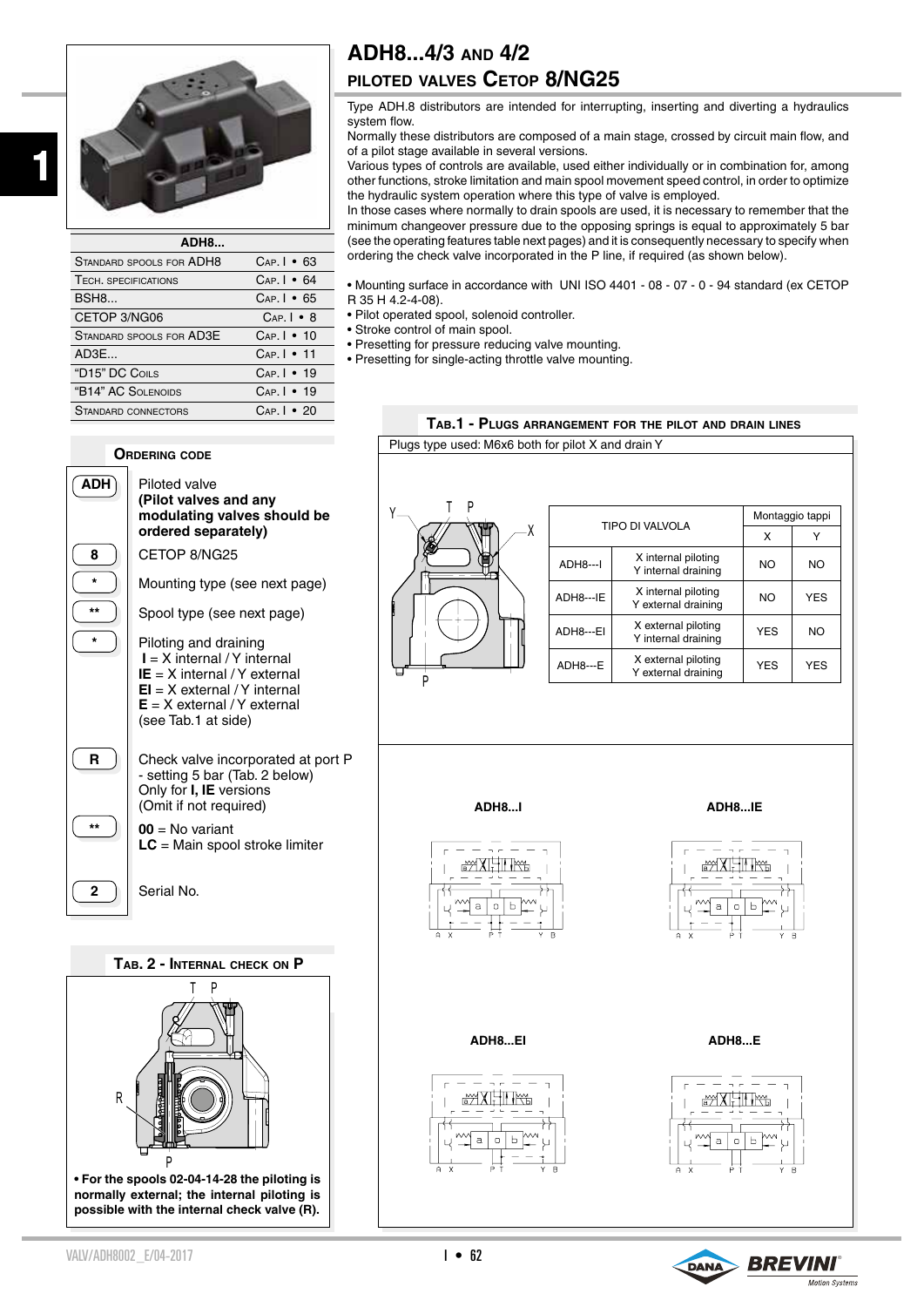# ADH8...4/3 and 4/2

## Piloted valves Cetop 8/NG25

| ADH8... | |
|---|---|
| Standard spools for ADH8 | Cap. I • 63 |
| Tech. specifications | Cap. I • 64 |
| BSH8... | Cap. I • 65 |
| CETOP 3/NG06 | Cap. I • 8 |
| Standard spools for AD3E | Cap. I • 10 |
| AD3E... | Cap. I • 11 |
| “D15” DC Coils | Cap. I • 19 |
| “B14” AC Solenoids | Cap. I • 19 |
| Standard connectors | Cap. I • 20 |

Type ADH.8 distributors are intended for interrupting, inserting and diverting a hydraulics system flow.
Normally these distributors are composed of a main stage, crossed by circuit main flow, and of a pilot stage available in several versions.
Various types of controls are available, used either individually or in combination for, among other functions, stroke limitation and main spool movement speed control, in order to optimize the hydraulic system operation where this type of valve is employed.
In those cases where normally to drain spools are used, it is necessary to remember that the minimum changeover pressure due to the opposing springs is equal to approximately 5 bar (see the operating features table next pages) and it is consequently necessary to specify when ordering the check valve incorporated in the P line, if required (as shown below).

- Mounting surface in accordance with UNI ISO 4401 - 08 - 07 - 0 - 94 standard (ex CETOP R 35 H 4.2-4-08).
- Pilot operated spool, solenoid controller.
- Stroke control of main spool.
- Presetting for pressure reducing valve mounting.
- Presetting for single-acting throttle valve mounting.

### Ordering code

| Code | Description |
|---|---|
| ADH | Piloted valve **(Pilot valves and any modulating valves should be ordered separately)** |
| 8 | CETOP 8/NG25 |
| * | Mounting type (see next page) |
| ** | Spool type (see next page) |
| * | Piloting and draining<br>**I** = X internal / Y internal<br>**IE** = X internal / Y external<br>**EI** = X external / Y internal<br>**E** = X external / Y external<br>(see Tab.1 at side) |
| R | Check valve incorporated at port P - setting 5 bar (Tab. 2 below)<br>Only for **I, IE** versions<br>(Omit if not required) |
| ** | **00** = No variant<br>**LC** = Main spool stroke limiter |
| 2 | Serial No. |

### Tab.1 - Plugs arrangement for the pilot and drain lines

Plugs type used: M6x6 both for pilot X and drain Y

| TIPO DI VALVOLA | | Montaggio tappi X | Montaggio tappi Y |
|---|---|---|---|
| ADH8---I | X internal piloting<br>Y internal draining | NO | NO |
| ADH8---IE | X internal piloting<br>Y external draining | NO | YES |
| ADH8---EI | X external piloting<br>Y internal draining | YES | NO |
| ADH8---E | X external piloting<br>Y external draining | YES | YES |

ADH8...I

ADH8...IE

ADH8...EI

ADH8...E

### Tab. 2 - Internal check on P

**• For the spools 02-04-14-28 the piloting is normally external; the internal piloting is possible with the internal check valve (R).**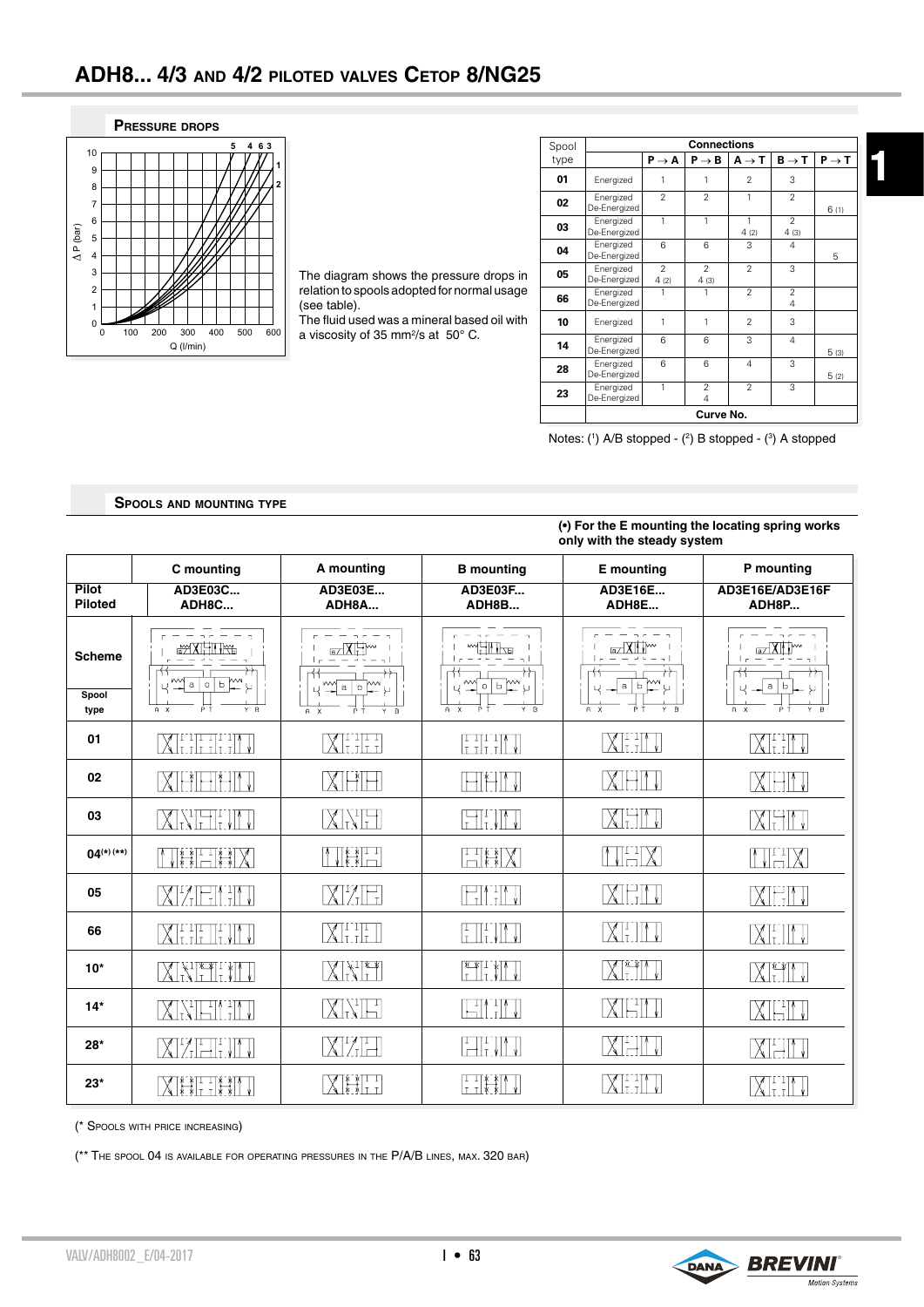# ADH8... 4/3 and 4/2 piloted valves Cetop 8/NG25

## Pressure drops

The diagram shows the pressure drops in relation to spools adopted for normal usage (see table).

The fluid used was a mineral based oil with a viscosity of 35 mm²/s at 50° C.

| Spool type | | P → A | P → B | A → T | B → T | P → T |
|---|---|---|---|---|---|---|
| 01 | Energized | 1 | 1 | 2 | 3 | |
| 02 | Energized / De-Energized | 2 | 2 | 1 | 2 | 6 (1) |
| 03 | Energized / De-Energized | 1 | 1 | 1 / 4 (2) | 2 / 4 (3) | |
| 04 | Energized / De-Energized | 6 | 6 | 3 | 4 | 5 |
| 05 | Energized / De-Energized | 2 / 4 (2) | 2 / 4 (3) | 2 | 3 | |
| 66 | Energized / De-Energized | 1 | 1 | 2 | 2 / 4 | |
| 10 | Energized | 1 | 1 | 2 | 3 | |
| 14 | Energized / De-Energized | 6 | 6 | 3 | 4 | 5 (3) |
| 28 | Energized / De-Energized | 6 | 6 | 4 | 3 | 5 (2) |
| 23 | Energized / De-Energized | 1 | 2 / 4 | 2 | 3 | |
| | | Curve No. | | | | |

Notes: (1) A/B stopped - (2) B stopped - (3) A stopped

## Spools and mounting type

**(•) For the E mounting the locating spring works only with the steady system**

| | C mounting | A mounting | B mounting | E mounting | P mounting |
|---|---|---|---|---|---|
| **Pilot** | **AD3E03C...** | **AD3E03E...** | **AD3E03F...** | **AD3E16E...** | **AD3E16E/AD3E16F** |
| **Piloted** | **ADH8C...** | **ADH8A...** | **ADH8B...** | **ADH8E...** | **ADH8P...** |
| **Scheme** / **Spool type** | | | | | |
| **01** | | | | | |
| **02** | | | | | |
| **03** | | | | | |
| **04(*) (**)** | | | | | |
| **05** | | | | | |
| **66** | | | | | |
| **10*** | | | | | |
| **14*** | | | | | |
| **28*** | | | | | |
| **23*** | | | | | |

(* Spools with price increasing)

(** The spool 04 is available for operating pressures in the P/A/B lines, max. 320 bar)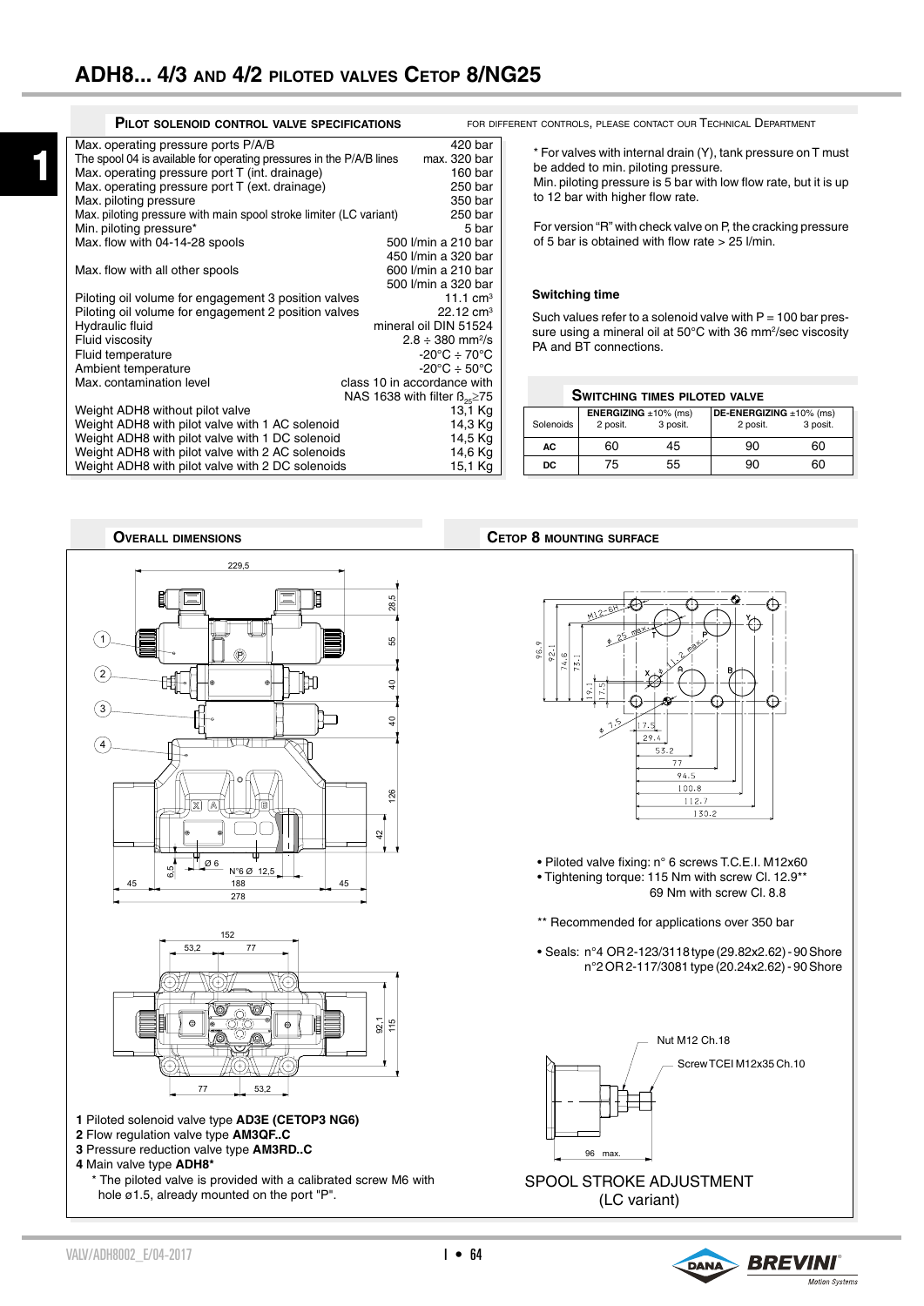# ADH8... 4/3 and 4/2 piloted valves Cetop 8/NG25

## Pilot solenoid control valve specifications

For different controls, please contact our Technical Department

| | |
|---|---|
| Max. operating pressure ports P/A/B | 420 bar |
| The spool 04 is available for operating pressures in the P/A/B lines | max. 320 bar |
| Max. operating pressure port T (int. drainage) | 160 bar |
| Max. operating pressure port T (ext. drainage) | 250 bar |
| Max. piloting pressure | 350 bar |
| Max. piloting pressure with main spool stroke limiter (LC variant) | 250 bar |
| Min. piloting pressure* | 5 bar |
| Max. flow with 04-14-28 spools | 500 l/min a 210 bar<br>450 l/min a 320 bar |
| Max. flow with all other spools | 600 l/min a 210 bar<br>500 l/min a 320 bar |
| Piloting oil volume for engagement 3 position valves | 11.1 cm³ |
| Piloting oil volume for engagement 2 position valves | 22.12 cm³ |
| Hydraulic fluid | mineral oil DIN 51524 |
| Fluid viscosity | 2.8 ÷ 380 mm²/s |
| Fluid temperature | -20°C ÷ 70°C |
| Ambient temperature | -20°C ÷ 50°C |
| Max. contamination level | class 10 in accordance with NAS 1638 with filter $\beta_{25} \geq 75$ |
| Weight ADH8 without pilot valve | 13,1 Kg |
| Weight ADH8 with pilot valve with 1 AC solenoid | 14,3 Kg |
| Weight ADH8 with pilot valve with 1 DC solenoid | 14,5 Kg |
| Weight ADH8 with pilot valve with 2 AC solenoids | 14,6 Kg |
| Weight ADH8 with pilot valve with 2 DC solenoids | 15,1 Kg |

\* For valves with internal drain (Y), tank pressure on T must be added to min. piloting pressure.
Min. piloting pressure is 5 bar with low flow rate, but it is up to 12 bar with higher flow rate.

For version "R" with check valve on P, the cracking pressure of 5 bar is obtained with flow rate > 25 l/min.

### Switching time

Such values refer to a solenoid valve with P = 100 bar pressure using a mineral oil at 50°C with 36 mm²/sec viscosity PA and BT connections.

## Switching times piloted valve

| Solenoids | ENERGIZING ±10% (ms) 2 posit. | 3 posit. | DE-ENERGIZING ±10% (ms) 2 posit. | 3 posit. |
|---|---|---|---|---|
| AC | 60 | 45 | 90 | 60 |
| DC | 75 | 55 | 90 | 60 |

## Overall dimensions

229,5
28,5
55
40
40
126
42
6,5
Ø 6
N°6 Ø 12,5
45
188
45
278

152
53,2
77
92,1
115
77
53,2

**1** Piloted solenoid valve type **AD3E (CETOP3 NG6)**
**2** Flow regulation valve type **AM3QF..C**
**3** Pressure reduction valve type **AM3RD..C**
**4** Main valve type **ADH8***
\* The piloted valve is provided with a calibrated screw M6 with hole ø1.5, already mounted on the port "P".

## Cetop 8 mounting surface

M12-6H
ø 25 max.
ø 11,2 max.
ø 7,5
T P X A B Y
96.9
92.1
74.6
73.1
19.1
17.5
17.5
29.4
53.2
77
94.5
100.8
112.7
130.2

- Piloted valve fixing: n° 6 screws T.C.E.I. M12x60
- Tightening torque: 115 Nm with screw Cl. 12.9**
  69 Nm with screw Cl. 8.8

** Recommended for applications over 350 bar

- Seals: n°4 OR 2-123/3118 type (29.82x2.62) - 90 Shore
  n°2 OR 2-117/3081 type (20.24x2.62) - 90 Shore

Nut M12 Ch.18
Screw TCEI M12x35 Ch.10
96 max.

SPOOL STROKE ADJUSTMENT
(LC variant)